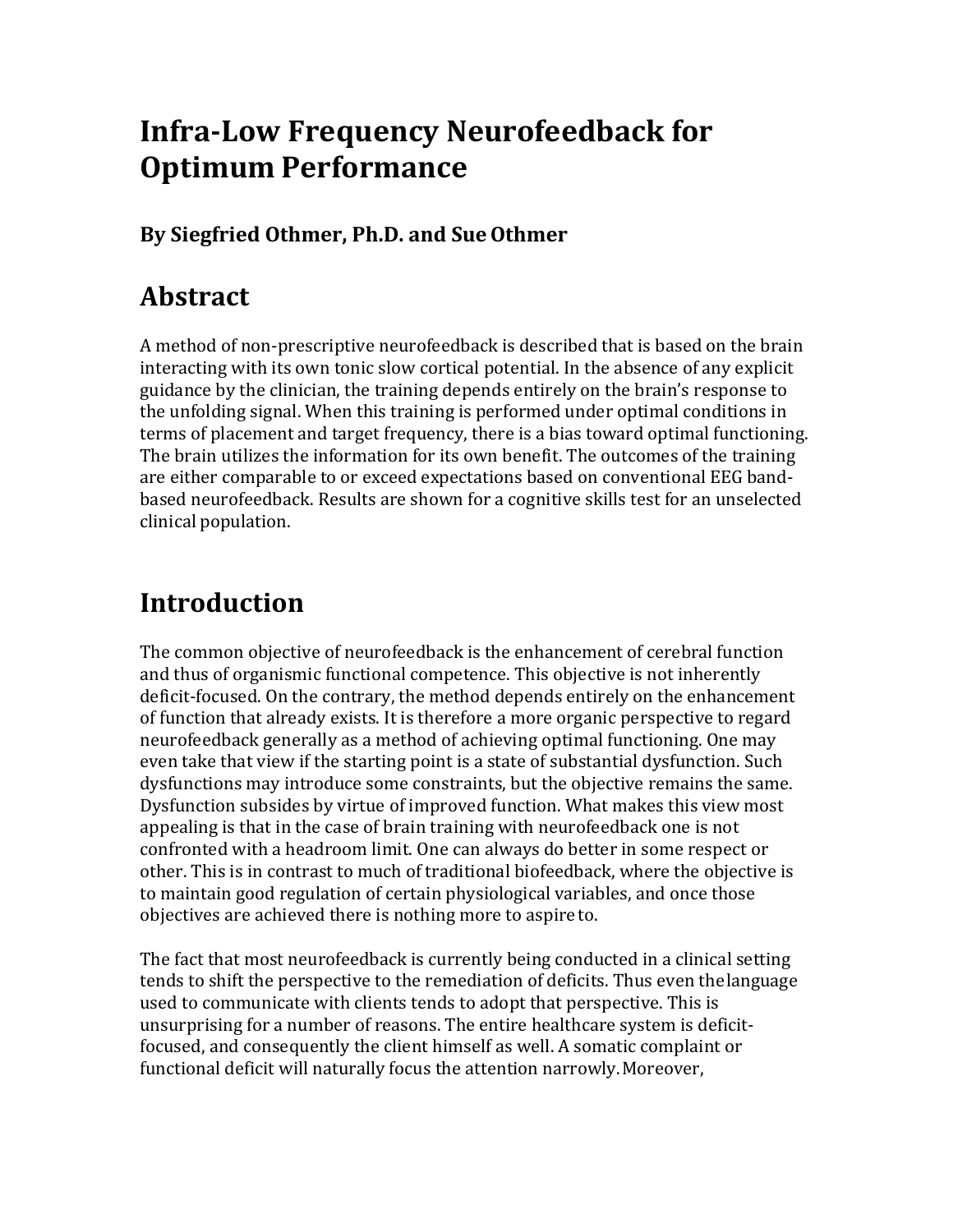# Infra-Low Frequency Neurofeedback for Optimum Performance

### By Siegfried Othmer, Ph.D. and Sue Othmer

## Abstract

A method of non-prescriptive neurofeedback is described that is based on the brain interacting with its own tonic slow cortical potential. In the absence of any explicit guidance by the clinician, the training depends entirely on the brain's response to the unfolding signal. When this training is performed under optimal conditions in terms of placement and target frequency, there is a bias toward optimal functioning. The brain utilizes the information for its own benefit. The outcomes of the training are either comparable to or exceed expectations based on conventional EEG band-based neurofeedback. Results are shown for a cognitive skills test for an unselected clinical population.

## Introduction

The common objective of neurofeedback is the enhancement of cerebral function and thus of organismic functional competence. This objective is not inherently deficit-focused. On the contrary, the method depends entirely on the enhancement of function that already exists. It is therefore a more organic perspective to regard neurofeedback generally as a method of achieving optimal functioning. One may even take that view if the starting point is a state of substantial dysfunction. Such dysfunctions may introduce some constraints, but the objective remains the same. Dysfunction subsides by virtue of improved function. What makes this view most appealing is that in the case of brain training with neurofeedback one is not confronted with a headroom limit. One can always do better in some respect or other. This is in contrast to much of traditional biofeedback, where the objective is to maintain good regulation of certain physiological variables, and once those objectives are achieved there is nothing more to aspire to.

The fact that most neurofeedback is currently being conducted in a clinical setting tends to shift the perspective to the remediation of deficits. Thus even the language used to communicate with clients tends to adopt that perspective. This is unsurprising for a number of reasons. The entire healthcare system is deficit-focused, and consequently the client himself as well. A somatic complaint or functional deficit will naturally focus the attention narrowly. Moreover,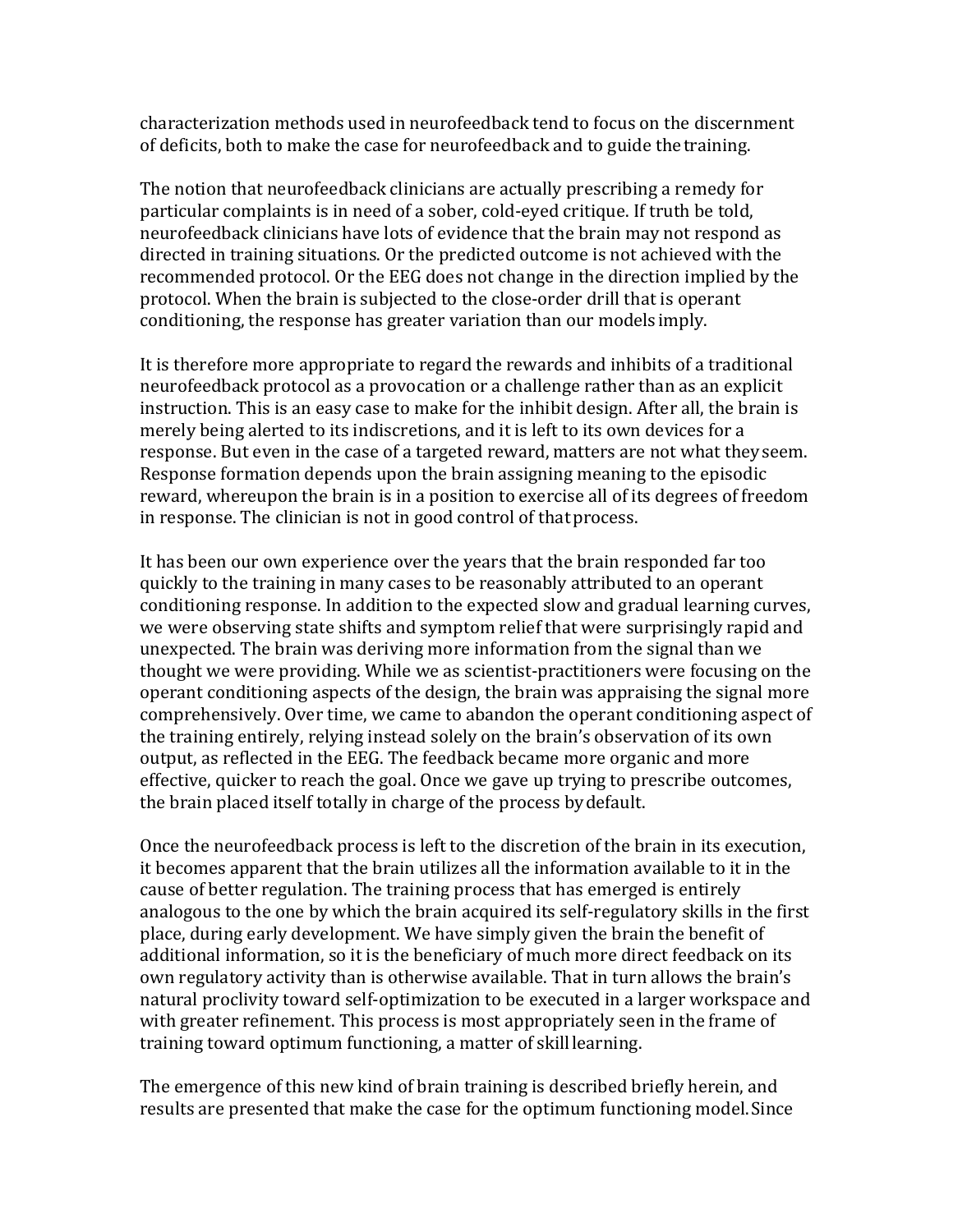characterization methods used in neurofeedback tend to focus on the discernment of deficits, both to make the case for neurofeedback and to guide the training.

The notion that neurofeedback clinicians are actually prescribing a remedy for particular complaints is in need of a sober, cold-eyed critique. If truth be told, neurofeedback clinicians have lots of evidence that the brain may not respond as directed in training situations. Or the predicted outcome is not achieved with the recommended protocol. Or the EEG does not change in the direction implied by the protocol. When the brain is subjected to the close-order drill that is operant conditioning, the response has greater variation than our models imply.

It is therefore more appropriate to regard the rewards and inhibits of a traditional neurofeedback protocol as a provocation or a challenge rather than as an explicit instruction. This is an easy case to make for the inhibit design. After all, the brain is merely being alerted to its indiscretions, and it is left to its own devices for a response. But even in the case of a targeted reward, matters are not what they seem. Response formation depends upon the brain assigning meaning to the episodic reward, whereupon the brain is in a position to exercise all of its degrees of freedom in response. The clinician is not in good control of that process.

It has been our own experience over the years that the brain responded far too quickly to the training in many cases to be reasonably attributed to an operant conditioning response. In addition to the expected slow and gradual learning curves, we were observing state shifts and symptom relief that were surprisingly rapid and unexpected. The brain was deriving more information from the signal than we thought we were providing. While we as scientist-practitioners were focusing on the operant conditioning aspects of the design, the brain was appraising the signal more comprehensively. Over time, we came to abandon the operant conditioning aspect of the training entirely, relying instead solely on the brain's observation of its own output, as reflected in the EEG. The feedback became more organic and more effective, quicker to reach the goal. Once we gave up trying to prescribe outcomes, the brain placed itself totally in charge of the process by default.

Once the neurofeedback process is left to the discretion of the brain in its execution, it becomes apparent that the brain utilizes all the information available to it in the cause of better regulation. The training process that has emerged is entirely analogous to the one by which the brain acquired its self-regulatory skills in the first place, during early development. We have simply given the brain the benefit of additional information, so it is the beneficiary of much more direct feedback on its own regulatory activity than is otherwise available. That in turn allows the brain's natural proclivity toward self-optimization to be executed in a larger workspace and with greater refinement. This process is most appropriately seen in the frame of training toward optimum functioning, a matter of skill learning.

The emergence of this new kind of brain training is described briefly herein, and results are presented that make the case for the optimum functioning model. Since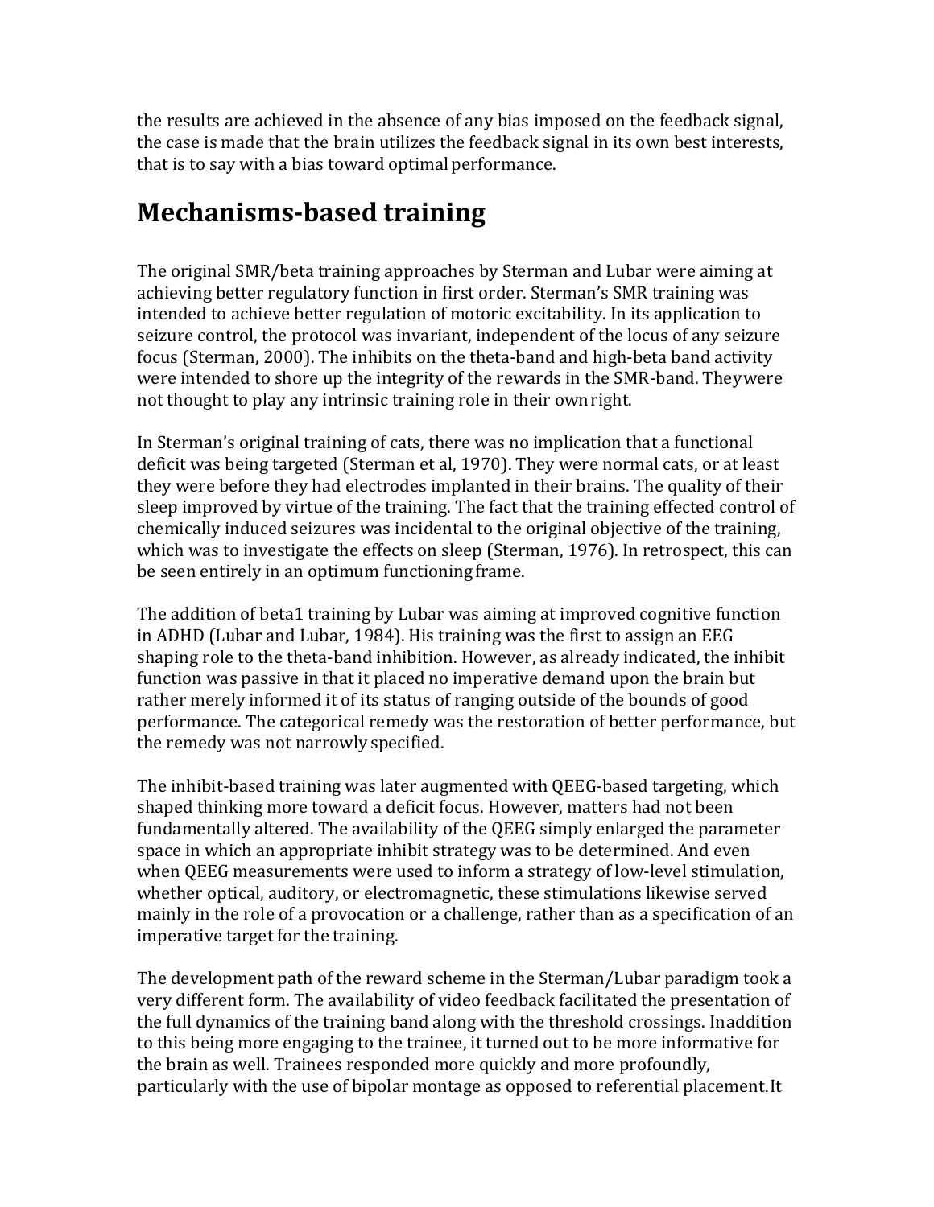the results are achieved in the absence of any bias imposed on the feedback signal, the case is made that the brain utilizes the feedback signal in its own best interests, that is to say with a bias toward optimal performance.

## Mechanisms-based training

The original SMR/beta training approaches by Sterman and Lubar were aiming at achieving better regulatory function in first order. Sterman's SMR training was intended to achieve better regulation of motoric excitability. In its application to seizure control, the protocol was invariant, independent of the locus of any seizure focus (Sterman, 2000). The inhibits on the theta-band and high-beta band activity were intended to shore up the integrity of the rewards in the SMR-band. They were not thought to play any intrinsic training role in their own right.

In Sterman's original training of cats, there was no implication that a functional deficit was being targeted (Sterman et al, 1970). They were normal cats, or at least they were before they had electrodes implanted in their brains. The quality of their sleep improved by virtue of the training. The fact that the training effected control of chemically induced seizures was incidental to the original objective of the training, which was to investigate the effects on sleep (Sterman, 1976). In retrospect, this can be seen entirely in an optimum functioning frame.

The addition of beta1 training by Lubar was aiming at improved cognitive function in ADHD (Lubar and Lubar, 1984). His training was the first to assign an EEG shaping role to the theta-band inhibition. However, as already indicated, the inhibit function was passive in that it placed no imperative demand upon the brain but rather merely informed it of its status of ranging outside of the bounds of good performance. The categorical remedy was the restoration of better performance, but the remedy was not narrowly specified.

The inhibit-based training was later augmented with QEEG-based targeting, which shaped thinking more toward a deficit focus. However, matters had not been fundamentally altered. The availability of the QEEG simply enlarged the parameter space in which an appropriate inhibit strategy was to be determined. And even when QEEG measurements were used to inform a strategy of low-level stimulation, whether optical, auditory, or electromagnetic, these stimulations likewise served mainly in the role of a provocation or a challenge, rather than as a specification of an imperative target for the training.

The development path of the reward scheme in the Sterman/Lubar paradigm took a very different form. The availability of video feedback facilitated the presentation of the full dynamics of the training band along with the threshold crossings. In addition to this being more engaging to the trainee, it turned out to be more informative for the brain as well. Trainees responded more quickly and more profoundly, particularly with the use of bipolar montage as opposed to referential placement. It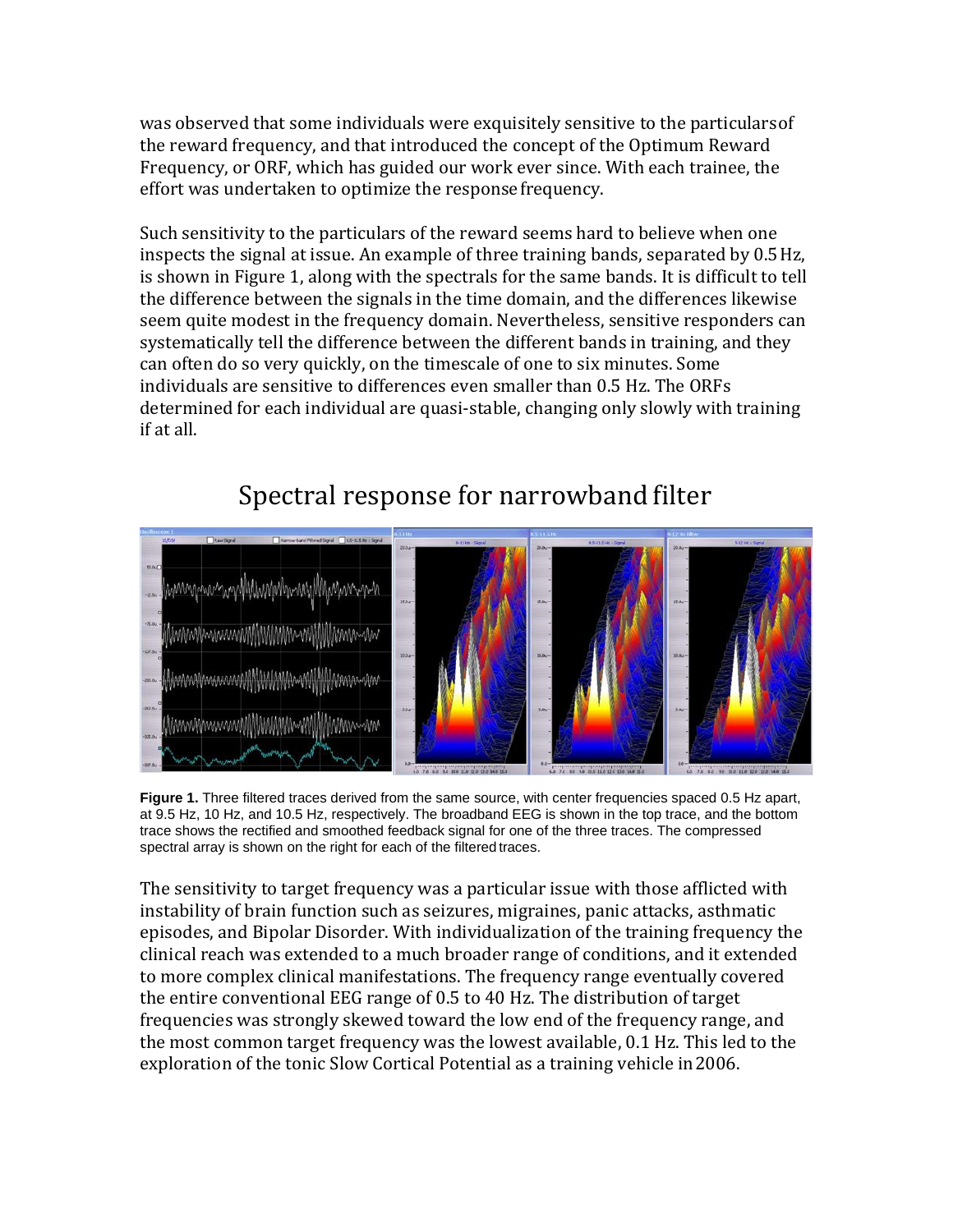was observed that some individuals were exquisitely sensitive to the particulars of the reward frequency, and that introduced the concept of the Optimum Reward Frequency, or ORF, which has guided our work ever since. With each trainee, the effort was undertaken to optimize the response frequency.

Such sensitivity to the particulars of the reward seems hard to believe when one inspects the signal at issue. An example of three training bands, separated by 0.5 Hz, is shown in Figure 1, along with the spectrals for the same bands. It is difficult to tell the difference between the signals in the time domain, and the differences likewise seem quite modest in the frequency domain. Nevertheless, sensitive responders can systematically tell the difference between the different bands in training, and they can often do so very quickly, on the timescale of one to six minutes. Some individuals are sensitive to differences even smaller than 0.5 Hz. The ORFs determined for each individual are quasi-stable, changing only slowly with training if at all.

## Spectral response for narrowband filter

**Figure 1.** Three filtered traces derived from the same source, with center frequencies spaced 0.5 Hz apart, at 9.5 Hz, 10 Hz, and 10.5 Hz, respectively. The broadband EEG is shown in the top trace, and the bottom trace shows the rectified and smoothed feedback signal for one of the three traces. The compressed spectral array is shown on the right for each of the filtered traces.

The sensitivity to target frequency was a particular issue with those afflicted with instability of brain function such as seizures, migraines, panic attacks, asthmatic episodes, and Bipolar Disorder. With individualization of the training frequency the clinical reach was extended to a much broader range of conditions, and it extended to more complex clinical manifestations. The frequency range eventually covered the entire conventional EEG range of 0.5 to 40 Hz. The distribution of target frequencies was strongly skewed toward the low end of the frequency range, and the most common target frequency was the lowest available, 0.1 Hz. This led to the exploration of the tonic Slow Cortical Potential as a training vehicle in 2006.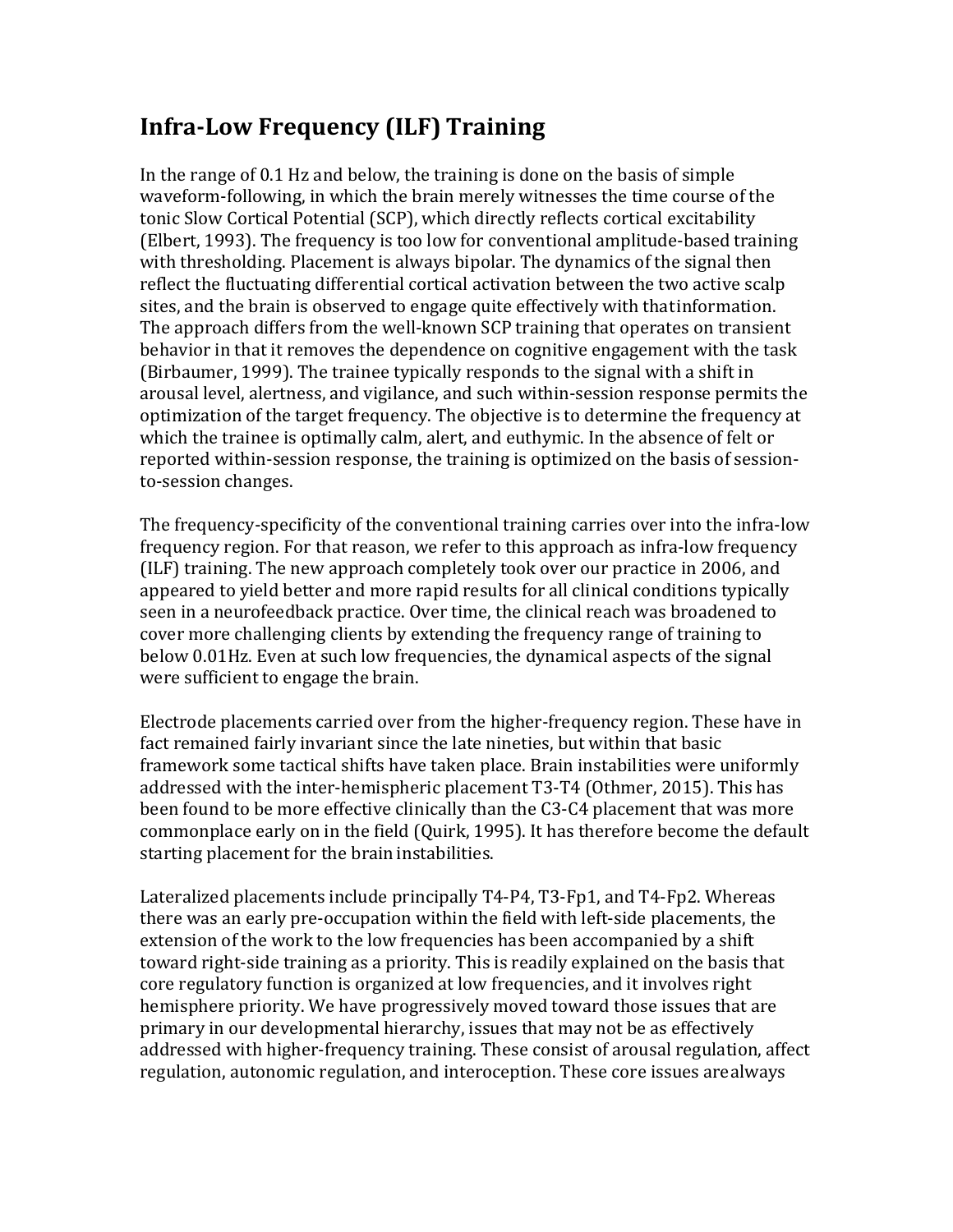# Infra-Low Frequency (ILF) Training

In the range of 0.1 Hz and below, the training is done on the basis of simple waveform-following, in which the brain merely witnesses the time course of the tonic Slow Cortical Potential (SCP), which directly reflects cortical excitability (Elbert, 1993). The frequency is too low for conventional amplitude-based training with thresholding. Placement is always bipolar. The dynamics of the signal then reflect the fluctuating differential cortical activation between the two active scalp sites, and the brain is observed to engage quite effectively with thatinformation. The approach differs from the well-known SCP training that operates on transient behavior in that it removes the dependence on cognitive engagement with the task (Birbaumer, 1999). The trainee typically responds to the signal with a shift in arousal level, alertness, and vigilance, and such within-session response permits the optimization of the target frequency. The objective is to determine the frequency at which the trainee is optimally calm, alert, and euthymic. In the absence of felt or reported within-session response, the training is optimized on the basis of session-to-session changes.

The frequency-specificity of the conventional training carries over into the infra-low frequency region. For that reason, we refer to this approach as infra-low frequency (ILF) training. The new approach completely took over our practice in 2006, and appeared to yield better and more rapid results for all clinical conditions typically seen in a neurofeedback practice. Over time, the clinical reach was broadened to cover more challenging clients by extending the frequency range of training to below 0.01Hz. Even at such low frequencies, the dynamical aspects of the signal were sufficient to engage the brain.

Electrode placements carried over from the higher-frequency region. These have in fact remained fairly invariant since the late nineties, but within that basic framework some tactical shifts have taken place. Brain instabilities were uniformly addressed with the inter-hemispheric placement T3-T4 (Othmer, 2015). This has been found to be more effective clinically than the C3-C4 placement that was more commonplace early on in the field (Quirk, 1995). It has therefore become the default starting placement for the brain instabilities.

Lateralized placements include principally T4-P4, T3-Fp1, and T4-Fp2. Whereas there was an early pre-occupation within the field with left-side placements, the extension of the work to the low frequencies has been accompanied by a shift toward right-side training as a priority. This is readily explained on the basis that core regulatory function is organized at low frequencies, and it involves right hemisphere priority. We have progressively moved toward those issues that are primary in our developmental hierarchy, issues that may not be as effectively addressed with higher-frequency training. These consist of arousal regulation, affect regulation, autonomic regulation, and interoception. These core issues arealways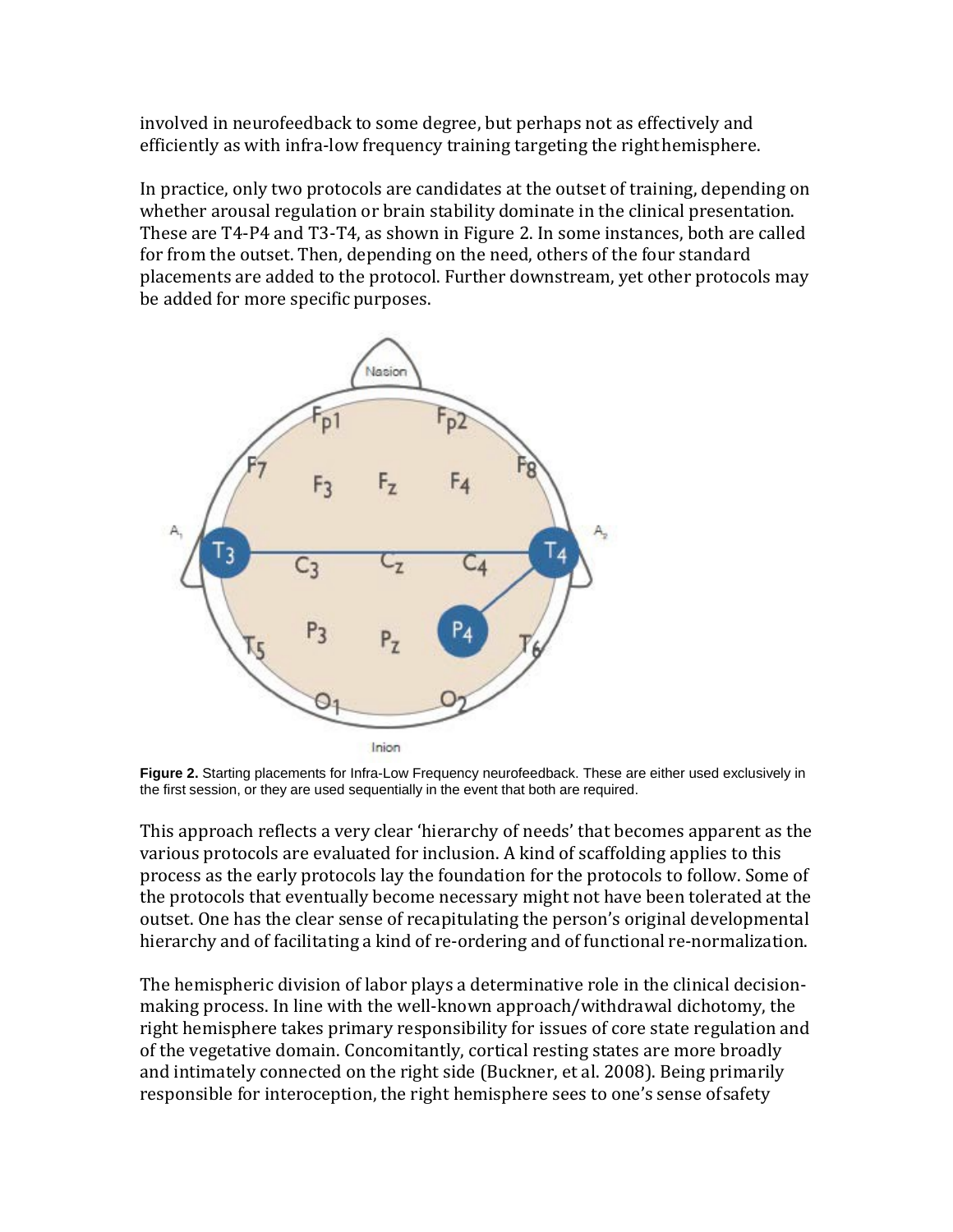involved in neurofeedback to some degree, but perhaps not as effectively and efficiently as with infra-low frequency training targeting the right hemisphere.

In practice, only two protocols are candidates at the outset of training, depending on whether arousal regulation or brain stability dominate in the clinical presentation. These are T4-P4 and T3-T4, as shown in Figure 2. In some instances, both are called for from the outset. Then, depending on the need, others of the four standard placements are added to the protocol. Further downstream, yet other protocols may be added for more specific purposes.

**Figure 2.** Starting placements for Infra-Low Frequency neurofeedback. These are either used exclusively in the first session, or they are used sequentially in the event that both are required.

This approach reflects a very clear 'hierarchy of needs' that becomes apparent as the various protocols are evaluated for inclusion. A kind of scaffolding applies to this process as the early protocols lay the foundation for the protocols to follow. Some of the protocols that eventually become necessary might not have been tolerated at the outset. One has the clear sense of recapitulating the person's original developmental hierarchy and of facilitating a kind of re-ordering and of functional re-normalization.

The hemispheric division of labor plays a determinative role in the clinical decision-making process. In line with the well-known approach/withdrawal dichotomy, the right hemisphere takes primary responsibility for issues of core state regulation and of the vegetative domain. Concomitantly, cortical resting states are more broadly and intimately connected on the right side (Buckner, et al. 2008). Being primarily responsible for interoception, the right hemisphere sees to one's sense of safety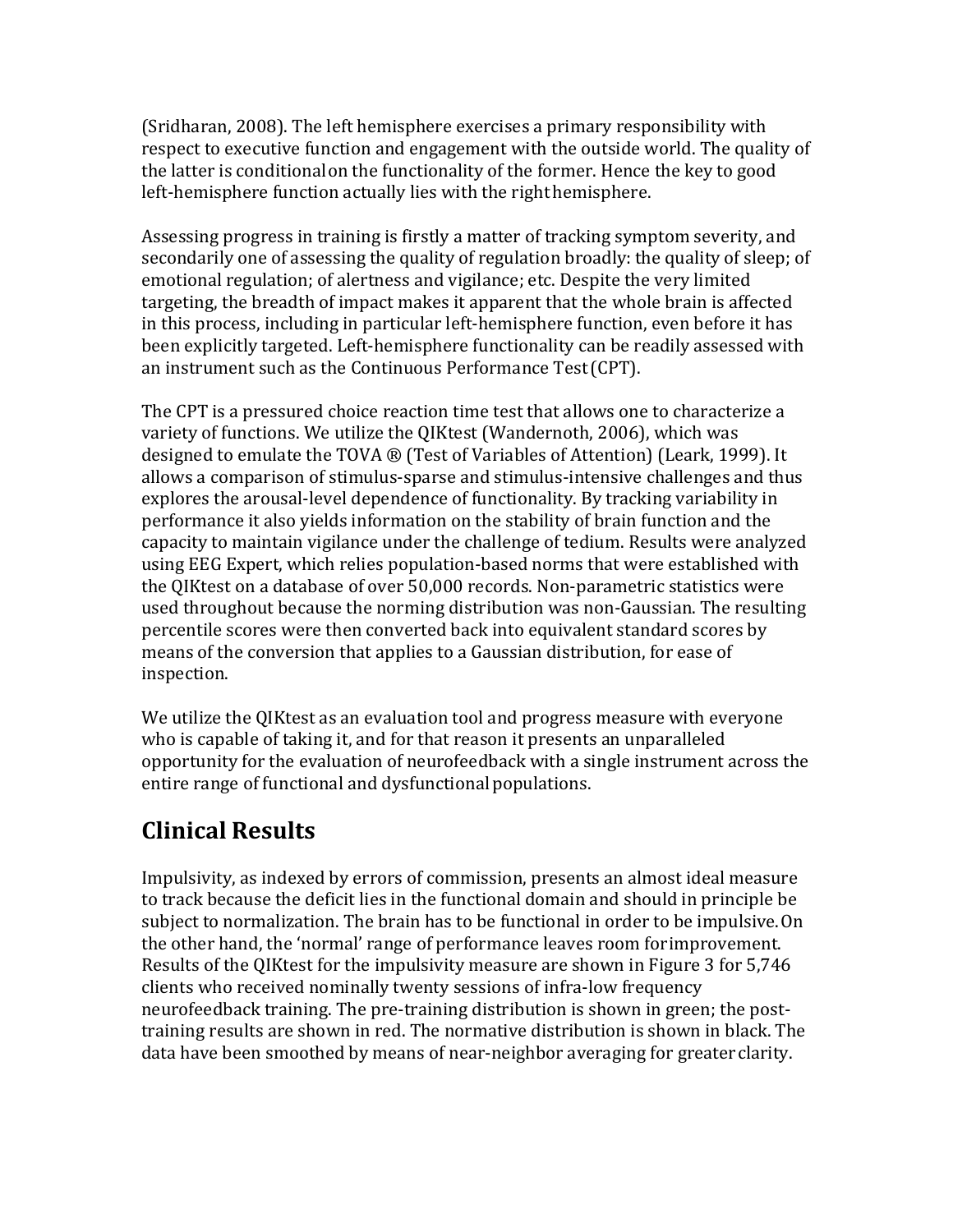(Sridharan, 2008). The left hemisphere exercises a primary responsibility with respect to executive function and engagement with the outside world. The quality of the latter is conditional on the functionality of the former. Hence the key to good left-hemisphere function actually lies with the right hemisphere.

Assessing progress in training is firstly a matter of tracking symptom severity, and secondarily one of assessing the quality of regulation broadly: the quality of sleep; of emotional regulation; of alertness and vigilance; etc. Despite the very limited targeting, the breadth of impact makes it apparent that the whole brain is affected in this process, including in particular left-hemisphere function, even before it has been explicitly targeted. Left-hemisphere functionality can be readily assessed with an instrument such as the Continuous Performance Test (CPT).

The CPT is a pressured choice reaction time test that allows one to characterize a variety of functions. We utilize the QIKtest (Wandernoth, 2006), which was designed to emulate the TOVA ® (Test of Variables of Attention) (Leark, 1999). It allows a comparison of stimulus-sparse and stimulus-intensive challenges and thus explores the arousal-level dependence of functionality. By tracking variability in performance it also yields information on the stability of brain function and the capacity to maintain vigilance under the challenge of tedium. Results were analyzed using EEG Expert, which relies population-based norms that were established with the QIKtest on a database of over 50,000 records. Non-parametric statistics were used throughout because the norming distribution was non-Gaussian. The resulting percentile scores were then converted back into equivalent standard scores by means of the conversion that applies to a Gaussian distribution, for ease of inspection.

We utilize the QIKtest as an evaluation tool and progress measure with everyone who is capable of taking it, and for that reason it presents an unparalleled opportunity for the evaluation of neurofeedback with a single instrument across the entire range of functional and dysfunctional populations.

## Clinical Results

Impulsivity, as indexed by errors of commission, presents an almost ideal measure to track because the deficit lies in the functional domain and should in principle be subject to normalization. The brain has to be functional in order to be impulsive. On the other hand, the 'normal' range of performance leaves room for improvement. Results of the QIKtest for the impulsivity measure are shown in Figure 3 for 5,746 clients who received nominally twenty sessions of infra-low frequency neurofeedback training. The pre-training distribution is shown in green; the post-training results are shown in red. The normative distribution is shown in black. The data have been smoothed by means of near-neighbor averaging for greater clarity.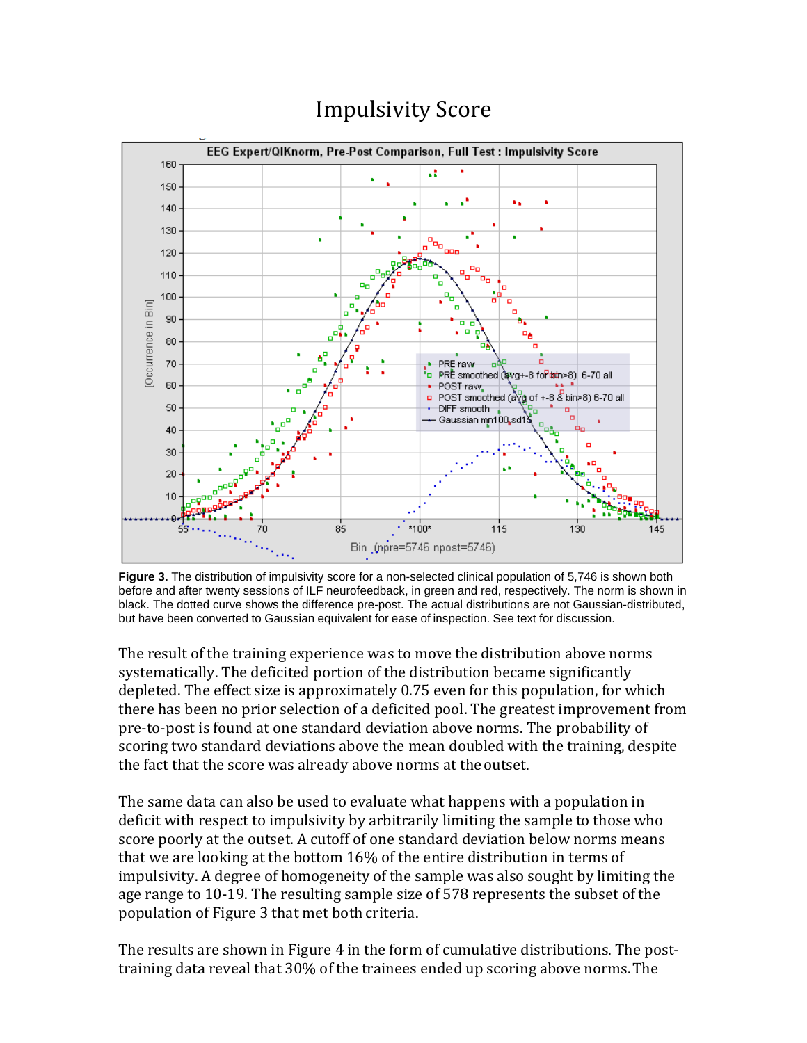# Impulsivity Score

**Figure 3.** The distribution of impulsivity score for a non-selected clinical population of 5,746 is shown both before and after twenty sessions of ILF neurofeedback, in green and red, respectively. The norm is shown in black. The dotted curve shows the difference pre-post. The actual distributions are not Gaussian-distributed, but have been converted to Gaussian equivalent for ease of inspection. See text for discussion.

The result of the training experience was to move the distribution above norms systematically. The deficited portion of the distribution became significantly depleted. The effect size is approximately 0.75 even for this population, for which there has been no prior selection of a deficited pool. The greatest improvement from pre-to-post is found at one standard deviation above norms. The probability of scoring two standard deviations above the mean doubled with the training, despite the fact that the score was already above norms at the outset.

The same data can also be used to evaluate what happens with a population in deficit with respect to impulsivity by arbitrarily limiting the sample to those who score poorly at the outset. A cutoff of one standard deviation below norms means that we are looking at the bottom 16% of the entire distribution in terms of impulsivity. A degree of homogeneity of the sample was also sought by limiting the age range to 10-19. The resulting sample size of 578 represents the subset of the population of Figure 3 that met both criteria.

The results are shown in Figure 4 in the form of cumulative distributions. The post-training data reveal that 30% of the trainees ended up scoring above norms. The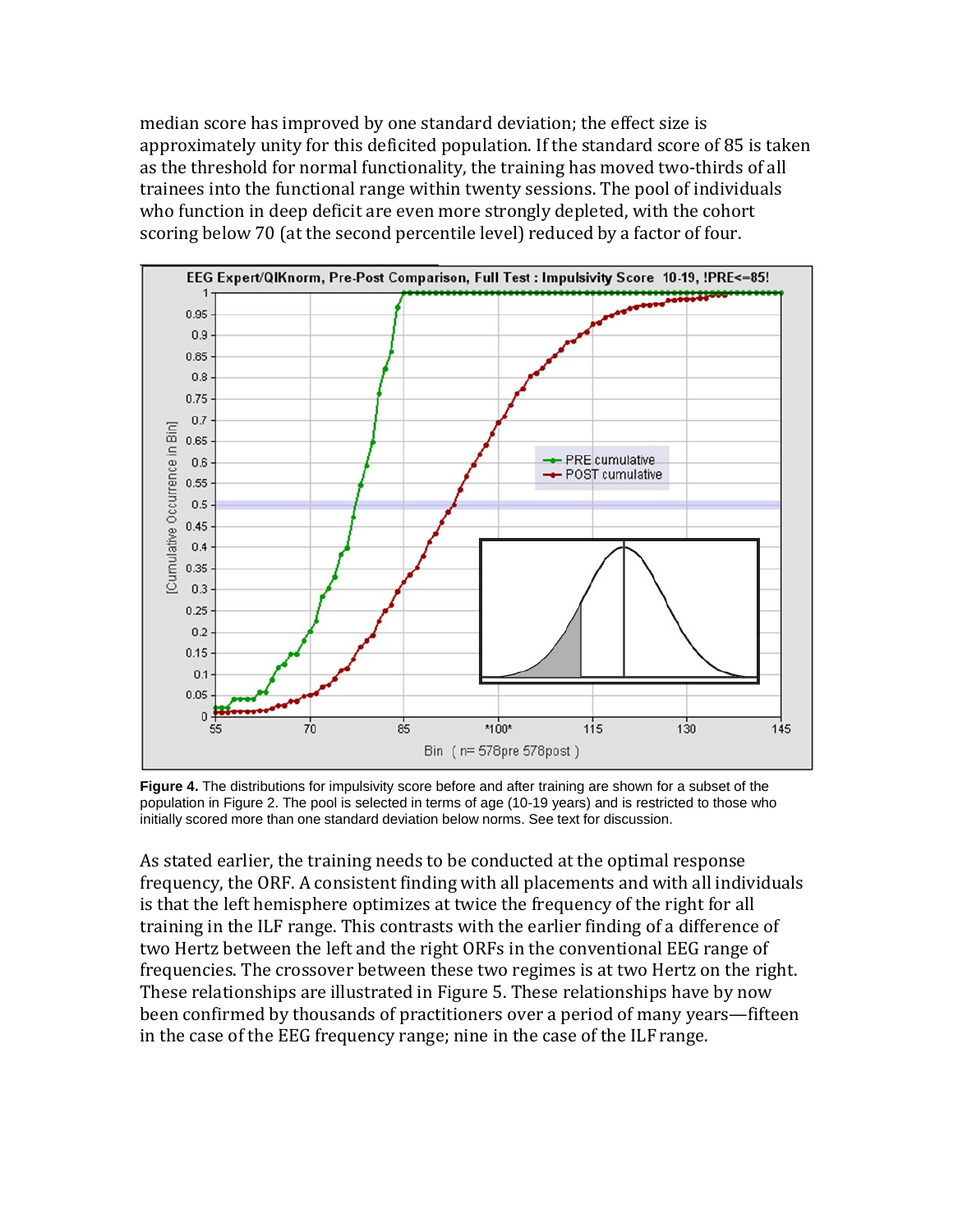median score has improved by one standard deviation; the effect size is approximately unity for this deficited population. If the standard score of 85 is taken as the threshold for normal functionality, the training has moved two-thirds of all trainees into the functional range within twenty sessions. The pool of individuals who function in deep deficit are even more strongly depleted, with the cohort scoring below 70 (at the second percentile level) reduced by a factor of four.

**Figure 4.** The distributions for impulsivity score before and after training are shown for a subset of the population in Figure 2. The pool is selected in terms of age (10-19 years) and is restricted to those who initially scored more than one standard deviation below norms. See text for discussion.

As stated earlier, the training needs to be conducted at the optimal response frequency, the ORF. A consistent finding with all placements and with all individuals is that the left hemisphere optimizes at twice the frequency of the right for all training in the ILF range. This contrasts with the earlier finding of a difference of two Hertz between the left and the right ORFs in the conventional EEG range of frequencies. The crossover between these two regimes is at two Hertz on the right. These relationships are illustrated in Figure 5. These relationships have by now been confirmed by thousands of practitioners over a period of many years—fifteen in the case of the EEG frequency range; nine in the case of the ILF range.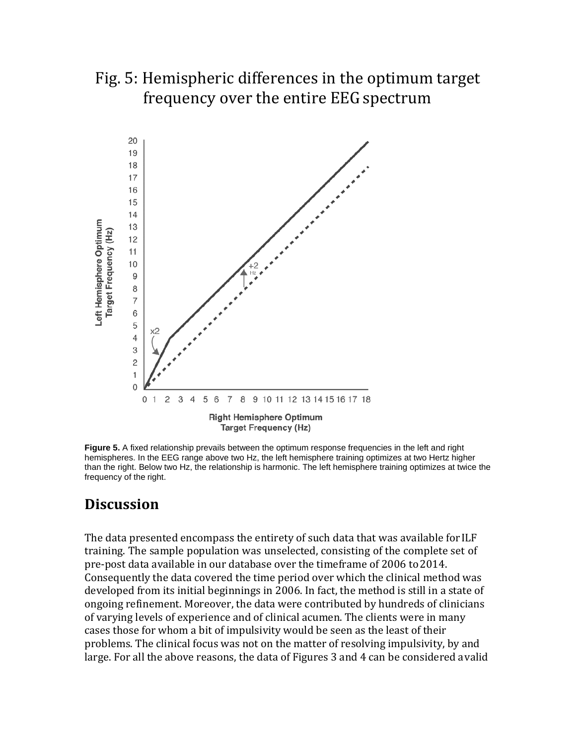# Fig. 5: Hemispheric differences in the optimum target frequency over the entire EEG spectrum

**Figure 5.** A fixed relationship prevails between the optimum response frequencies in the left and right hemispheres. In the EEG range above two Hz, the left hemisphere training optimizes at two Hertz higher than the right. Below two Hz, the relationship is harmonic. The left hemisphere training optimizes at twice the frequency of the right.

## Discussion

The data presented encompass the entirety of such data that was available for ILF training. The sample population was unselected, consisting of the complete set of pre-post data available in our database over the timeframe of 2006 to 2014. Consequently the data covered the time period over which the clinical method was developed from its initial beginnings in 2006. In fact, the method is still in a state of ongoing refinement. Moreover, the data were contributed by hundreds of clinicians of varying levels of experience and of clinical acumen. The clients were in many cases those for whom a bit of impulsivity would be seen as the least of their problems. The clinical focus was not on the matter of resolving impulsivity, by and large. For all the above reasons, the data of Figures 3 and 4 can be considered a valid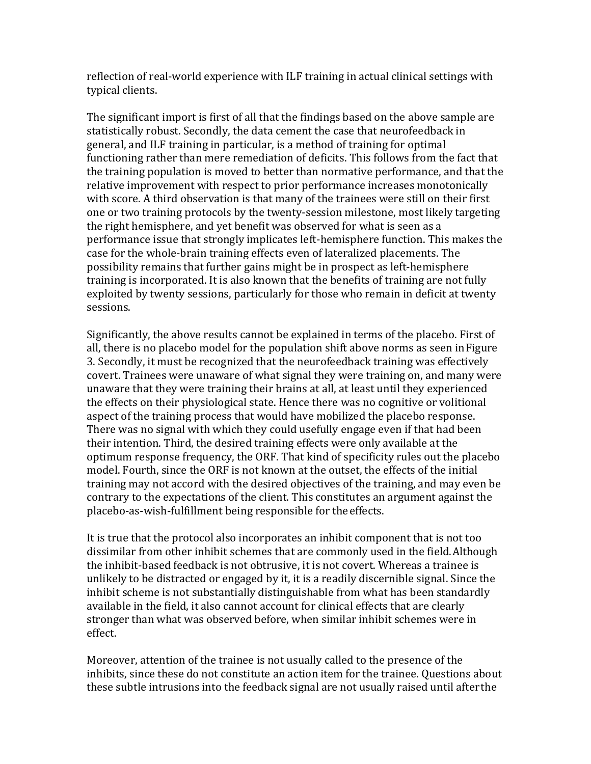reflection of real-world experience with ILF training in actual clinical settings with typical clients.

The significant import is first of all that the findings based on the above sample are statistically robust. Secondly, the data cement the case that neurofeedback in general, and ILF training in particular, is a method of training for optimal functioning rather than mere remediation of deficits. This follows from the fact that the training population is moved to better than normative performance, and that the relative improvement with respect to prior performance increases monotonically with score. A third observation is that many of the trainees were still on their first one or two training protocols by the twenty-session milestone, most likely targeting the right hemisphere, and yet benefit was observed for what is seen as a performance issue that strongly implicates left-hemisphere function. This makes the case for the whole-brain training effects even of lateralized placements. The possibility remains that further gains might be in prospect as left-hemisphere training is incorporated. It is also known that the benefits of training are not fully exploited by twenty sessions, particularly for those who remain in deficit at twenty sessions.

Significantly, the above results cannot be explained in terms of the placebo. First of all, there is no placebo model for the population shift above norms as seen in Figure 3. Secondly, it must be recognized that the neurofeedback training was effectively covert. Trainees were unaware of what signal they were training on, and many were unaware that they were training their brains at all, at least until they experienced the effects on their physiological state. Hence there was no cognitive or volitional aspect of the training process that would have mobilized the placebo response. There was no signal with which they could usefully engage even if that had been their intention. Third, the desired training effects were only available at the optimum response frequency, the ORF. That kind of specificity rules out the placebo model. Fourth, since the ORF is not known at the outset, the effects of the initial training may not accord with the desired objectives of the training, and may even be contrary to the expectations of the client. This constitutes an argument against the placebo-as-wish-fulfillment being responsible for the effects.

It is true that the protocol also incorporates an inhibit component that is not too dissimilar from other inhibit schemes that are commonly used in the field. Although the inhibit-based feedback is not obtrusive, it is not covert. Whereas a trainee is unlikely to be distracted or engaged by it, it is a readily discernible signal. Since the inhibit scheme is not substantially distinguishable from what has been standardly available in the field, it also cannot account for clinical effects that are clearly stronger than what was observed before, when similar inhibit schemes were in effect.

Moreover, attention of the trainee is not usually called to the presence of the inhibits, since these do not constitute an action item for the trainee. Questions about these subtle intrusions into the feedback signal are not usually raised until after the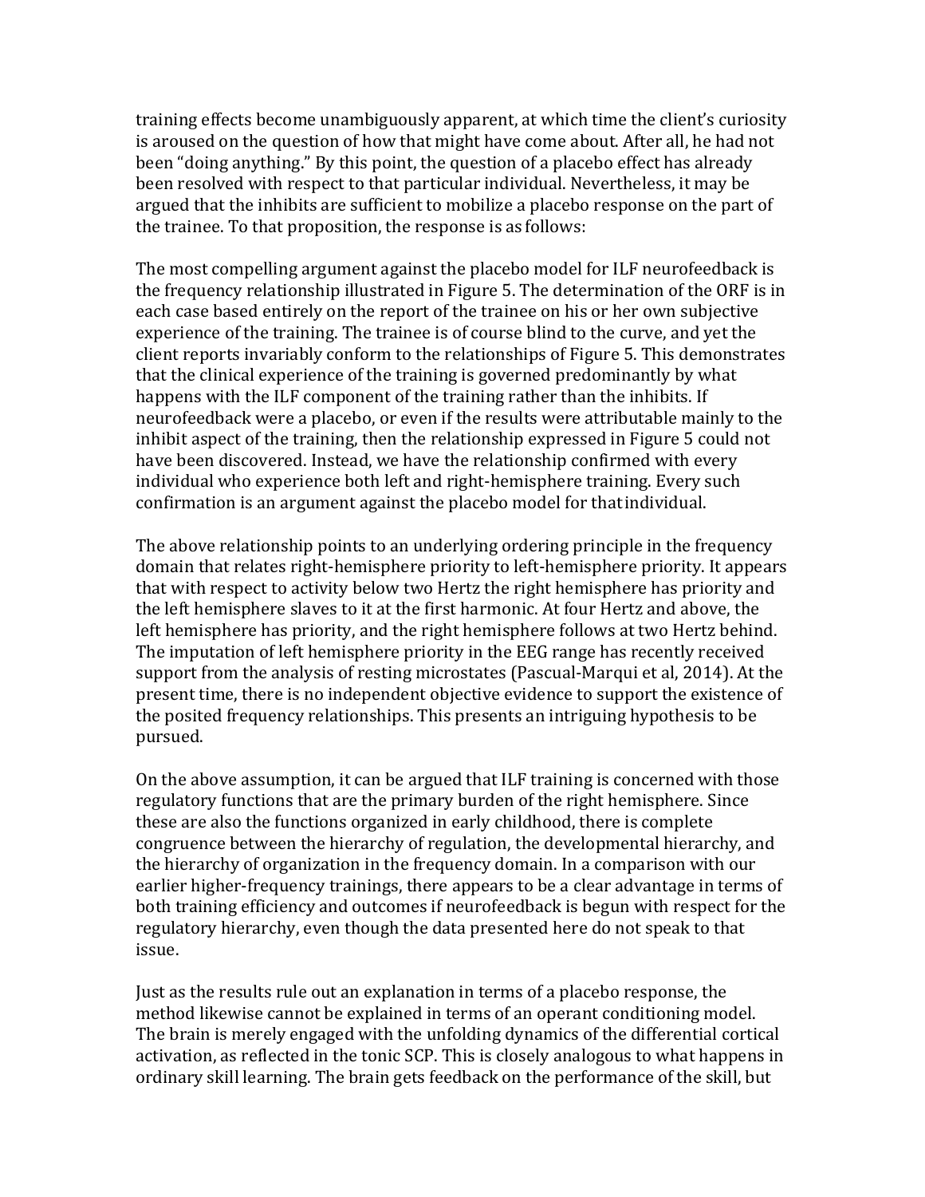training effects become unambiguously apparent, at which time the client's curiosity is aroused on the question of how that might have come about. After all, he had not been "doing anything." By this point, the question of a placebo effect has already been resolved with respect to that particular individual. Nevertheless, it may be argued that the inhibits are sufficient to mobilize a placebo response on the part of the trainee. To that proposition, the response is as follows:

The most compelling argument against the placebo model for ILF neurofeedback is the frequency relationship illustrated in Figure 5. The determination of the ORF is in each case based entirely on the report of the trainee on his or her own subjective experience of the training. The trainee is of course blind to the curve, and yet the client reports invariably conform to the relationships of Figure 5. This demonstrates that the clinical experience of the training is governed predominantly by what happens with the ILF component of the training rather than the inhibits. If neurofeedback were a placebo, or even if the results were attributable mainly to the inhibit aspect of the training, then the relationship expressed in Figure 5 could not have been discovered. Instead, we have the relationship confirmed with every individual who experience both left and right-hemisphere training. Every such confirmation is an argument against the placebo model for that individual.

The above relationship points to an underlying ordering principle in the frequency domain that relates right-hemisphere priority to left-hemisphere priority. It appears that with respect to activity below two Hertz the right hemisphere has priority and the left hemisphere slaves to it at the first harmonic. At four Hertz and above, the left hemisphere has priority, and the right hemisphere follows at two Hertz behind. The imputation of left hemisphere priority in the EEG range has recently received support from the analysis of resting microstates (Pascual-Marqui et al, 2014). At the present time, there is no independent objective evidence to support the existence of the posited frequency relationships. This presents an intriguing hypothesis to be pursued.

On the above assumption, it can be argued that ILF training is concerned with those regulatory functions that are the primary burden of the right hemisphere. Since these are also the functions organized in early childhood, there is complete congruence between the hierarchy of regulation, the developmental hierarchy, and the hierarchy of organization in the frequency domain. In a comparison with our earlier higher-frequency trainings, there appears to be a clear advantage in terms of both training efficiency and outcomes if neurofeedback is begun with respect for the regulatory hierarchy, even though the data presented here do not speak to that issue.

Just as the results rule out an explanation in terms of a placebo response, the method likewise cannot be explained in terms of an operant conditioning model. The brain is merely engaged with the unfolding dynamics of the differential cortical activation, as reflected in the tonic SCP. This is closely analogous to what happens in ordinary skill learning. The brain gets feedback on the performance of the skill, but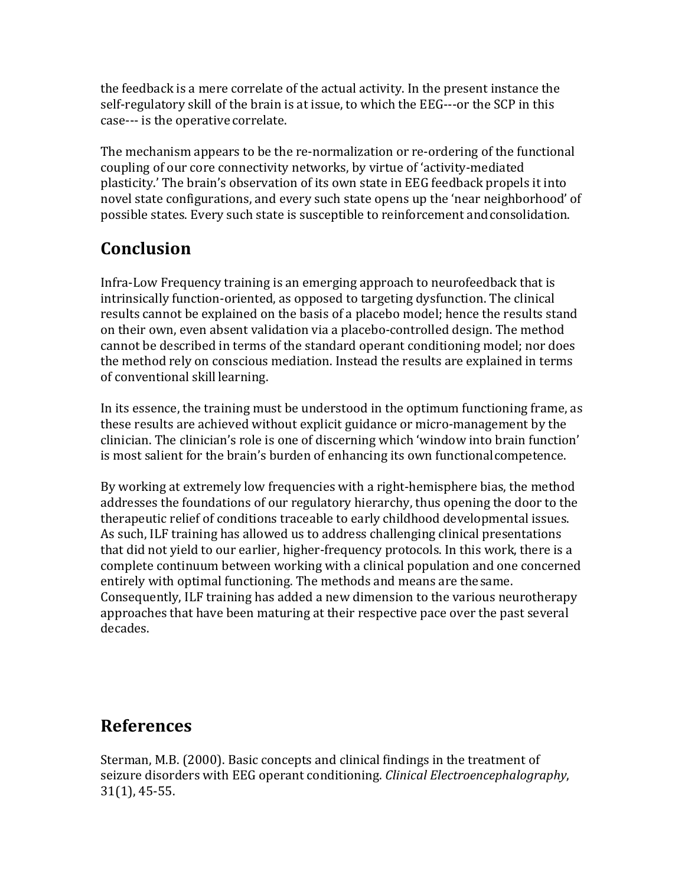the feedback is a mere correlate of the actual activity. In the present instance the self-regulatory skill of the brain is at issue, to which the EEG---or the SCP in this case--- is the operative correlate.

The mechanism appears to be the re-normalization or re-ordering of the functional coupling of our core connectivity networks, by virtue of 'activity-mediated plasticity.' The brain's observation of its own state in EEG feedback propels it into novel state configurations, and every such state opens up the 'near neighborhood' of possible states. Every such state is susceptible to reinforcement and consolidation.

## Conclusion

Infra-Low Frequency training is an emerging approach to neurofeedback that is intrinsically function-oriented, as opposed to targeting dysfunction. The clinical results cannot be explained on the basis of a placebo model; hence the results stand on their own, even absent validation via a placebo-controlled design. The method cannot be described in terms of the standard operant conditioning model; nor does the method rely on conscious mediation. Instead the results are explained in terms of conventional skill learning.

In its essence, the training must be understood in the optimum functioning frame, as these results are achieved without explicit guidance or micro-management by the clinician. The clinician's role is one of discerning which 'window into brain function' is most salient for the brain's burden of enhancing its own functional competence.

By working at extremely low frequencies with a right-hemisphere bias, the method addresses the foundations of our regulatory hierarchy, thus opening the door to the therapeutic relief of conditions traceable to early childhood developmental issues. As such, ILF training has allowed us to address challenging clinical presentations that did not yield to our earlier, higher-frequency protocols. In this work, there is a complete continuum between working with a clinical population and one concerned entirely with optimal functioning. The methods and means are the same. Consequently, ILF training has added a new dimension to the various neurotherapy approaches that have been maturing at their respective pace over the past several decades.

## References

Sterman, M.B. (2000). Basic concepts and clinical findings in the treatment of seizure disorders with EEG operant conditioning. *Clinical Electroencephalography*, 31(1), 45-55.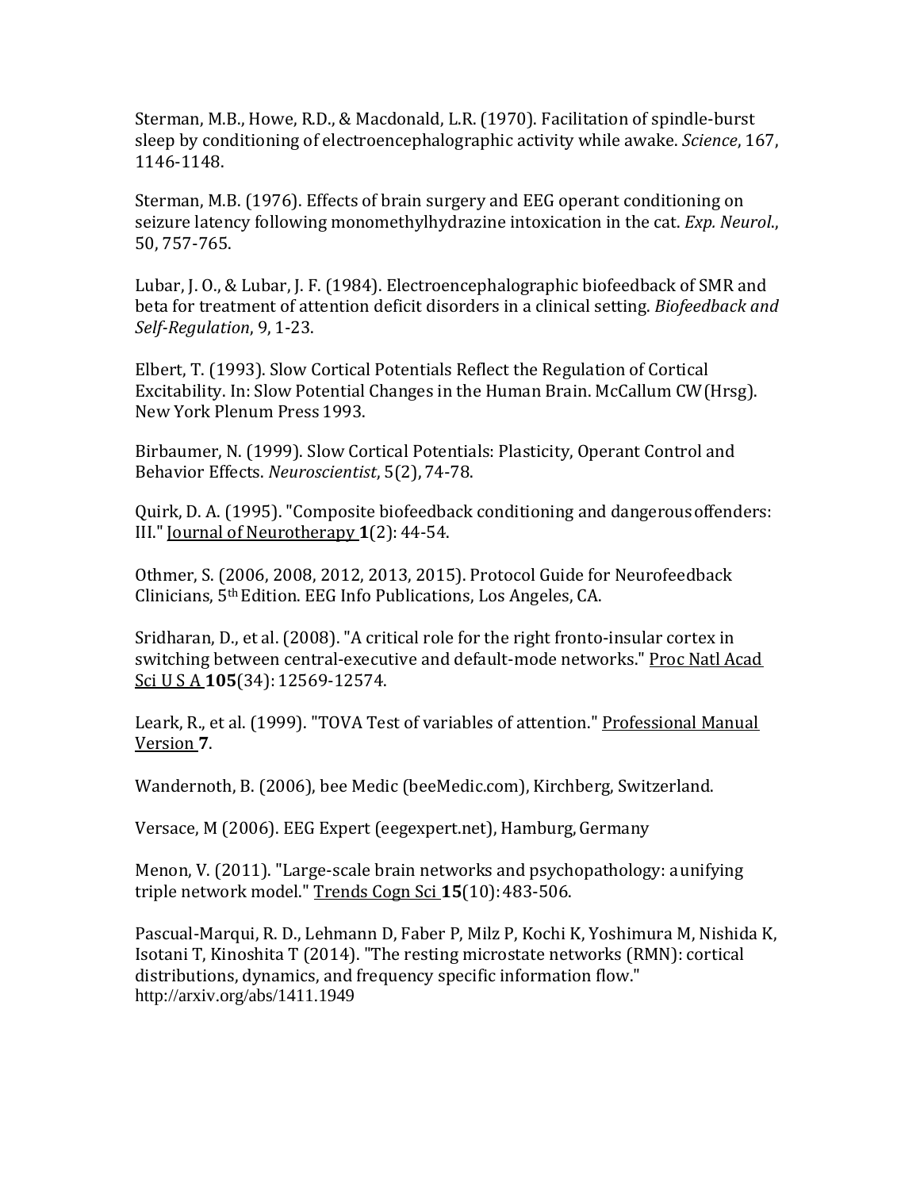Sterman, M.B., Howe, R.D., & Macdonald, L.R. (1970). Facilitation of spindle-burst sleep by conditioning of electroencephalographic activity while awake. *Science*, 167, 1146-1148.

Sterman, M.B. (1976). Effects of brain surgery and EEG operant conditioning on seizure latency following monomethylhydrazine intoxication in the cat. *Exp. Neurol*., 50, 757-765.

Lubar, J. O., & Lubar, J. F. (1984). Electroencephalographic biofeedback of SMR and beta for treatment of attention deficit disorders in a clinical setting. *Biofeedback and Self-Regulation*, 9, 1-23.

Elbert, T. (1993). Slow Cortical Potentials Reflect the Regulation of Cortical Excitability. In: Slow Potential Changes in the Human Brain. McCallum CW (Hrsg). New York Plenum Press 1993.

Birbaumer, N. (1999). Slow Cortical Potentials: Plasticity, Operant Control and Behavior Effects. *Neuroscientist*, 5(2), 74-78.

Quirk, D. A. (1995). "Composite biofeedback conditioning and dangerous offenders: III." Journal of Neurotherapy **1**(2): 44-54.

Othmer, S. (2006, 2008, 2012, 2013, 2015). Protocol Guide for Neurofeedback Clinicians, 5th Edition. EEG Info Publications, Los Angeles, CA.

Sridharan, D., et al. (2008). "A critical role for the right fronto-insular cortex in switching between central-executive and default-mode networks." Proc Natl Acad Sci U S A **105**(34): 12569-12574.

Leark, R., et al. (1999). "TOVA Test of variables of attention." Professional Manual Version **7**.

Wandernoth, B. (2006), bee Medic (beeMedic.com), Kirchberg, Switzerland.

Versace, M (2006). EEG Expert (eegexpert.net), Hamburg, Germany

Menon, V. (2011). "Large-scale brain networks and psychopathology: a unifying triple network model." Trends Cogn Sci **15**(10): 483-506.

Pascual-Marqui, R. D., Lehmann D, Faber P, Milz P, Kochi K, Yoshimura M, Nishida K, Isotani T, Kinoshita T (2014). "The resting microstate networks (RMN): cortical distributions, dynamics, and frequency specific information flow." http://arxiv.org/abs/1411.1949